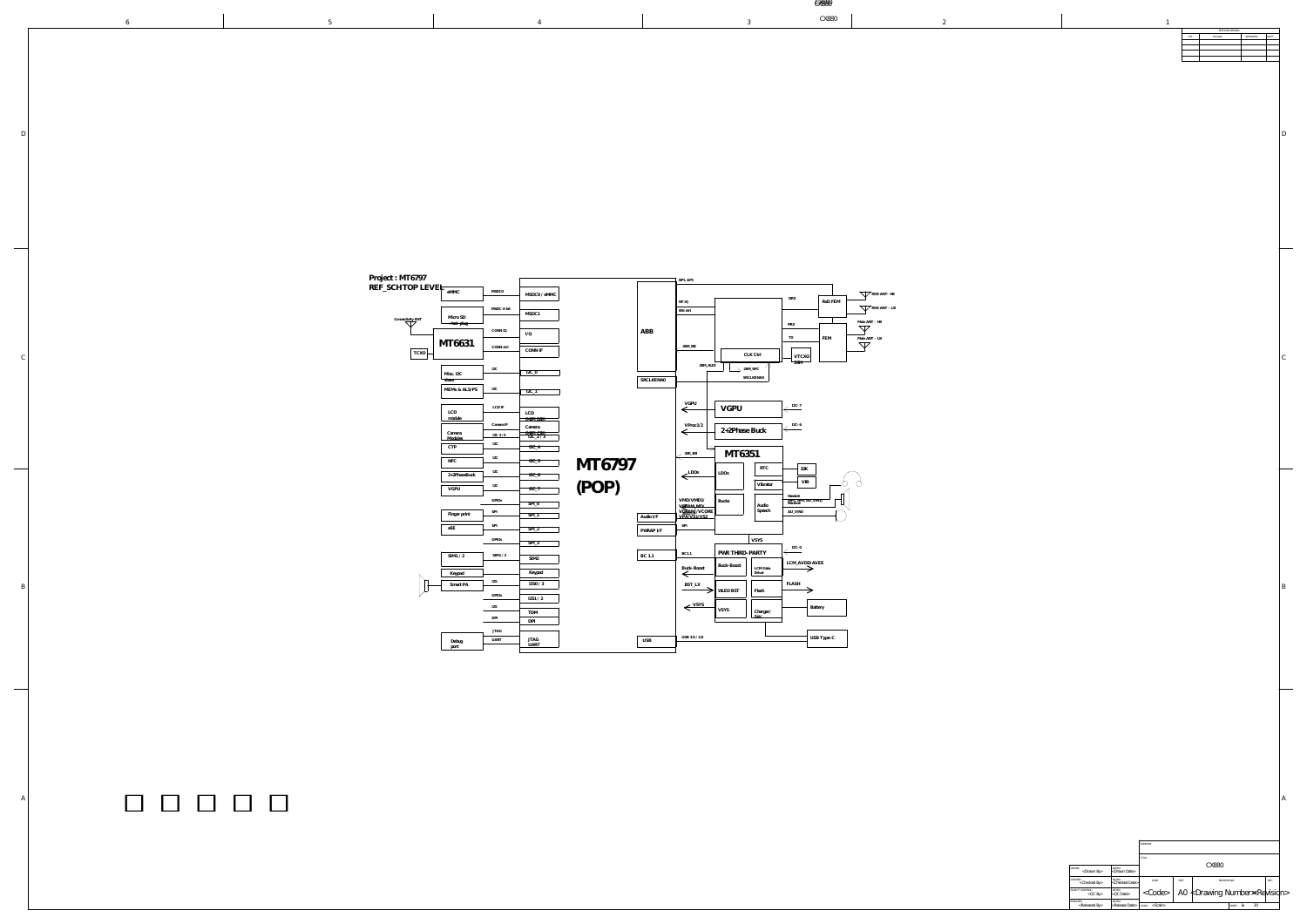Project : MT6797
REF_SCHTOP LEVEL

MT6797 (POP)

| Peripheral | Interface | MT6797 Port |
|---|---|---|
| eMMC | MSDC0 | MSDC0 / eMMC |
| Micro SD Hot-plug | MSDC 4-bit | MSDC1 |
| MT6631 (Connectivity ANT, TCXO) | CONN IQ | I/Q |
| MT6631 | CONN ctrl | CONN IF |
| Misc. I2C slave | I2C | I2C_0 |
| MEMs & ALS/PS | I2C | I2C_1 |
| LCD module | LCD IF | LCD (MIPI DSI) |
| Camera Modules | Camera IF | Camera (MIPI CSI) |
| Camera Modules | I2C 2 / 3 | I2C_2 / 3 |
| CTP | I2C | I2C_4 |
| NFC | I2C | I2C_5 |
| 2+2PhaseBuck | I2C | I2C_6 |
| VGPU | I2C | I2C_7 |
| | GPIOs | SPI_0 |
| Finger print | SPI | SPI_1 |
| eSE | SPI | SPI_2 |
| | GPIOs | SPI_3 |
| SIM1 / 2 | SIM1 / 2 | SIM2 |
| Keypad | | Keypad |
| Smart PA | I2S | I2S0 / 3 |
| | GPIOs | I2S1 / 2 |
| | I2S | TDM |
| | DPI | DPI |
| Debug port | JTAG / UART | JTAG / UART |

ABB: BPI, APC; RF IQ; RX ctrl; 26M_BB; 26M_AUX; 26M_NFC; SRCLKENA0; CLK Ctrl; VTCXO 26M; DRX; PRX; TX; RxD FEM (RXD ANT - HB, RXD ANT - LB); FEM (Main ANT - HB, Main ANT - LB)

SRCLKENA0

MT6351: VGPU (I2C-7); VProc1/2 — 2+2Phase Buck (I2C-6); 32K_BB; LDOs; RTC (32K); Vibrator (VIB); Bucks (VMD/VMD1/VSRAM_MD/VSRAM/VCORE VPROC/VS1/VS2); Audio Speech (Headset Receiver, SPK_AU_VIN0, AU_VIN0); Audio I/F; PWRAP I/F (SPI)

VSYS

BC 1.1 — PMR THIRD-PARTY (I2C-0): Buck-Boost; LCM Gate Driver (LCM_AVDD/AVEE); BST_LX; WLED BST; Flash (FLASH); VSYS; Charger/ OVP (Battery)

USB — USB 3.0 / 2.0 — USB Type-C

CX880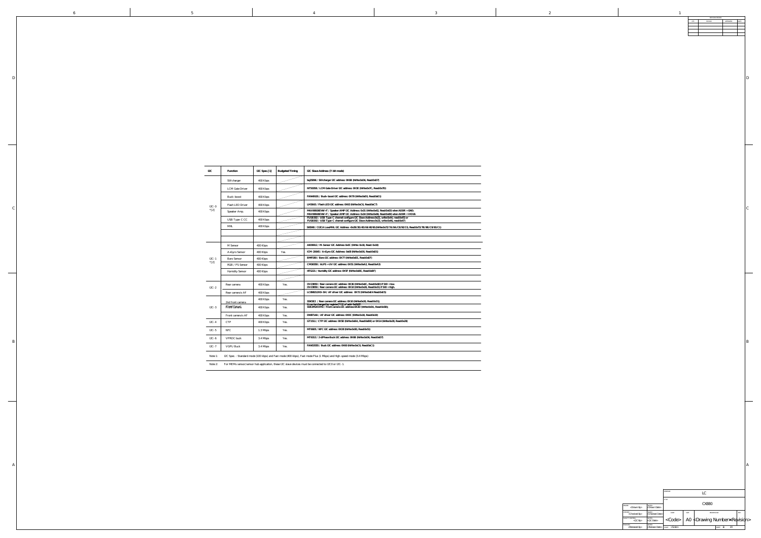| I2C | Function | I2C Spec.[1] | Budgeted Timing | I2C Slave Address (7-bit mode) |
|---|---|---|---|---|
| I2C-0 *[2] | SW charger | 400 Kbps | | bq25896 / SW charger I2C address: 0X6B (Write0xD6, Read0xD7) |
| | LCM Gate Driver | 400 Kbps | | NT50358 / LCM Gate Driver I2C address: 0X3E (Write0x7C, Read0x7D) |
| | Buck-boost | 400 Kbps | | FAN48101 / Buck-boost I2C address: 0X70 (Write0xE0, Read0xE1) |
| | Flash LED Driver | 400 Kbps | | LM3643 / Flash LED I2C address: 0X63 (Write0xC6, Read0xC7) |
| | Speaker Amp. | 400 Kbps | | MAX98926EWV-T / Speaker AMP I2C Address: 0x31 (Write0x62, Read0x63) when ADDR = GND. MAX98926EWV-T / Speaker AMP I2C Address: 0x34 (Write0x68, Read0x69) when ADDR = VIO18. |
| | USB Type-C CC | 400 Kbps | | FUSB302 / USB Type-C channel configure I2C Slave Address:0x22, write0x44, read0x45) or FUSB302 / USB Type-C channel configure I2C Slave Address:0x23, write0x46, read0x47) |
| | MHL | 400 Kbps | | SII8348 / CI2CA Low-MHL I2C Address =0x39/3D/4D/64/48/60 (Write0x72/7A/9A/C8/92/C0, Read0x73/7B/9B/C9/93/C1) |
| | | | | |
| | | | | |
| I2C-1 *[2] | M Sensor | 400 Kbps | | AK09912 / M-Sensor I2C Address 0x0C (Write: 0x18, Read: 0x19) |
| | A+Gyro Sensor | 400 Kbps | Yes. | ICM-20645 / A+Gyro I2C Address: 0x68 (Write0xD0, Read0xD1) |
| | Baro Sensor | 400 Kbps | | BMP280 / Baro I2C address: 0X77 (Write0xEE, Read0xEF) |
| | RGB / PS Sensor | 400 Kbps | | CM36558 / ALPS + UV I2C address: 0X51 (Write0xA2, Read0xA3) |
| | Humidity Sensor | 400 Kbps | | HTS221 / Humidity I2C address: 0X5F (Write0xBE, Read0xBF) |
| | | | | |
| I2C-2 | Rear camera | 400 Kbps | Yes. | OV23850 / Rear camera I2C address: 0X36 (Write0x6C, Read0x6D) if SID = low. OV23850 / Rear camera I2C address: 0X10 (Write0x20, Read0x21) if SID = high. |
| | Rear camera's AF | 400 Kbps | | LC898212XD-SH / AF driver I2C address: 0X72 (Write0xE4 Read0xE5) |
| I2C-3 | 2nd front camera | 400 Kbps | Yes. | S5K5E2 / Rear camera I2C address: 0X10 (Write0x20, Read0x21); It can be changed by register[7:1] of addr 0x0107. |
| | Front camera | 400 Kbps | Yes. | S5K3M2XXM3 / Front camera I2C address: 0X2D (Write0x5A, Read0x5B); |
| | Front camera's AF | 400 Kbps | Yes. | DW9714A / AF driver I2C address: 0X0C (Write0x18, Read0x19) |
| I2C-4 | CTP | 400 Kbps | Yes. | GT1511 / CTP I2C address: 0X5D (Write0xBA, Read0xBB) or 0X14 (Write0x28, Read0x29) |
| I2C-5 | NFC | 1.3 Mbps | Yes. | MT6605 / NFC I2C address: 0X28 (Write0x50, Read0x51) |
| I2C-6 | VPROC buck | 3.4 Mbps | Yes. | MT6313 / 2-ΩPhase Buck I2C address: 0X6B (Write0xD6, Read0xD7) |
| I2C-7 | VGPU Buck | 3.4 Mbps | Yes. | FAN53555 / Buck I2C address: 0X60 (Write0xC0, Read0xC1) |

Note 1: I2C Spec. : Standard mode (100 kbps) and Fast mode (400 Kbps), Fast mode Plus (1 Mbps) and High-speed mode (3.4 Mbps)

Note 2: For MEMs sensor/sensor hub application, these I2C slave devices must be connected to I2C0 or I2C-1.

| | |
|---|---|
| LC | |
| CX880 | |
| <Drawn By> | <Drawn Date> |
| <Checked By> | <Checked Date> |
| <QC By> | <QC Date> |
| <Released By> | <Release Date> |
| <Code> | A0 <Drawing Number> <Revision> |
| <Scale> | 2 of 20 |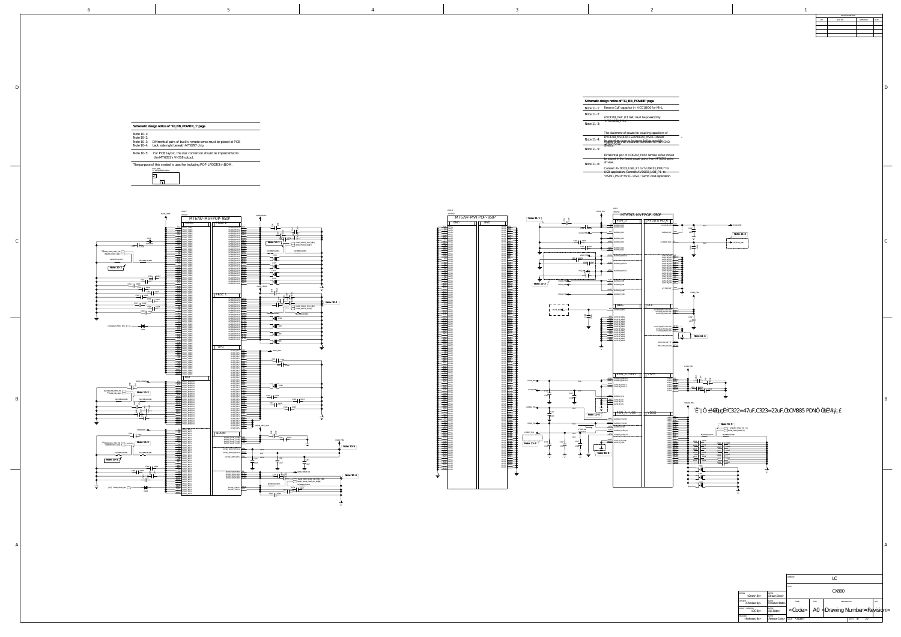**Schematic design notice of "10_BB_POWER_1" page.**

Note 10-1:
Note 10-2:
Note 10-3: Differential pairs of buck's remote sense must be placed at PCB
Note 10-4: back side right beneath MT6797 chip.

Note 10-5: For PCB layout, the star connection should be implemented in the MT6351's VIO18 output.

The purpose of this symbol is used for including POP LPDDR3 in BOM.

**Schematic design notice of "11_BB_POWER" page.**

| | |
|---|---|
| Note 11-1: | Reserve 1uF capacitor in VCC18IO0 for MHL. |
| Note 11-2: | AVDD28_DAC (F1 ball) must be powered by "VTCXO28_PMU". |
| Note 11-3: | The placement of power/de-coupling capacitors of AVDD18_MSDC0/1 & AVDD28_MSDC1 should be placed as close to the pins as possible and should have individual via to main GND plane. |
| Note 11-4: | The placement of power/de-coupling capacitors... |
| Note 11-5: | Differential pair of VDRAM_PMU remote sense should be placed in the ferest power plane from MT6351 point of view. |
| Note 11-6: | Connect AVDD33_USB_P1 to "VUSB33_PMU" for USB application. Connect AVDD33_USB_P1 to "VSIM1_PMU" for IC-USB / Samrt card application. |

MT6797-MVFPOP-950P

C322=47uF, C323=22uF, CMB85 PDN

LC

CX880

<Drawn By> <Drawn Date>
<Checked By> <Checked Date>
<QC By> <QC Date>
<Released By> <Release Date>

<Code> A0 <Drawing Number> <Revision>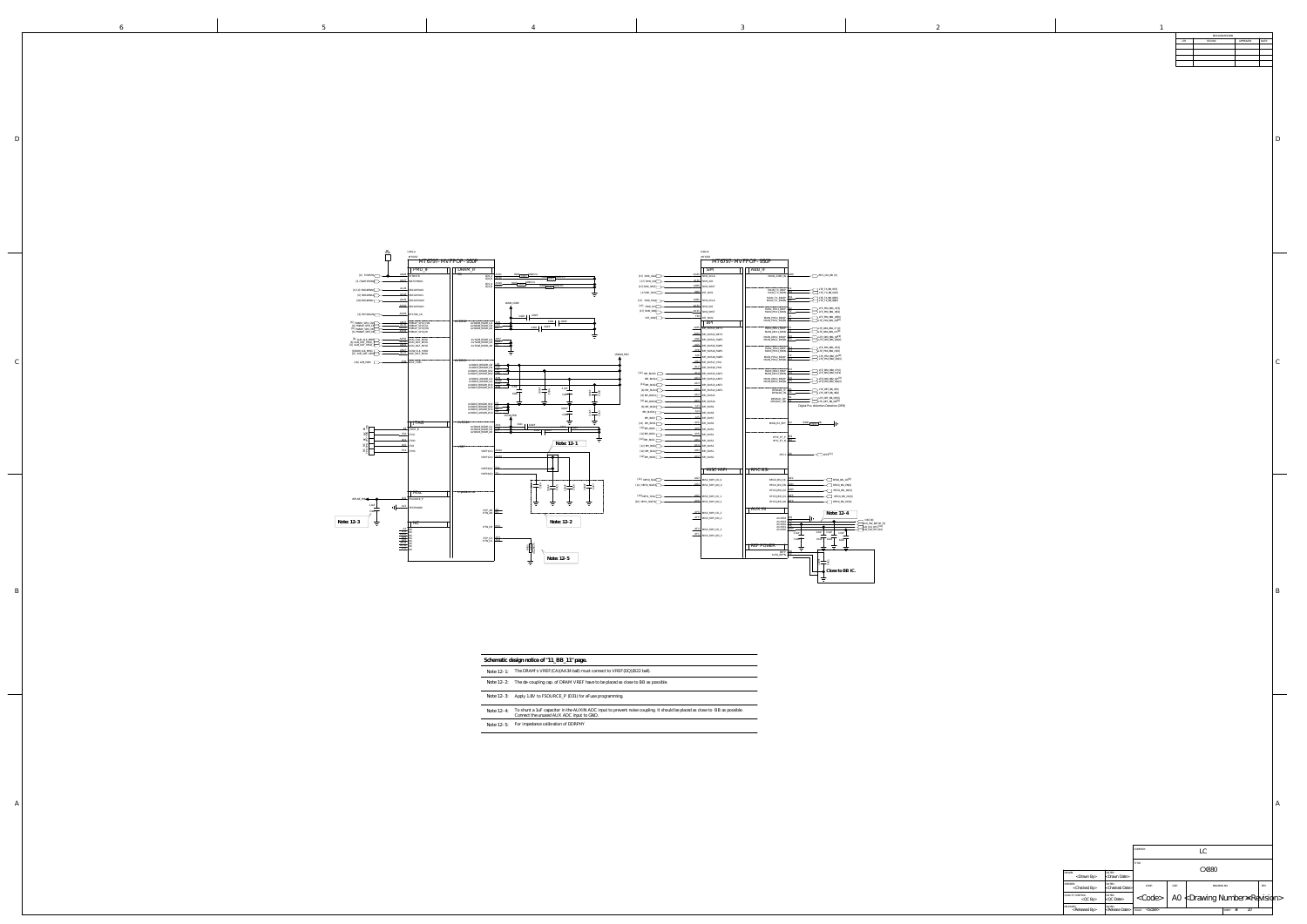**Schematic design notice of "11_BB_11" page.**

| | |
|---|---|
| Note 12-1: | The DRAM's VREF(CA)(AA34 ball) must connect to VREF(DQ)(B22 ball). |
| Note 12-2: | The de-coupling cap. of DRAM VREF have to be placed as close to BB as possible. |
| Note 12-3: | Apply 1.8V to FSOURCE_P (D31) for eFuse programming. |
| Note 12-4: | To shunt a 1uF capacitor in the AUXIN ADC input to prevent noise coupling. It should be placed as close to BB as possible. Connect the unused AUX ADC input to GND. |
| Note 12-5: | For impedance calibration of DDRPHY. |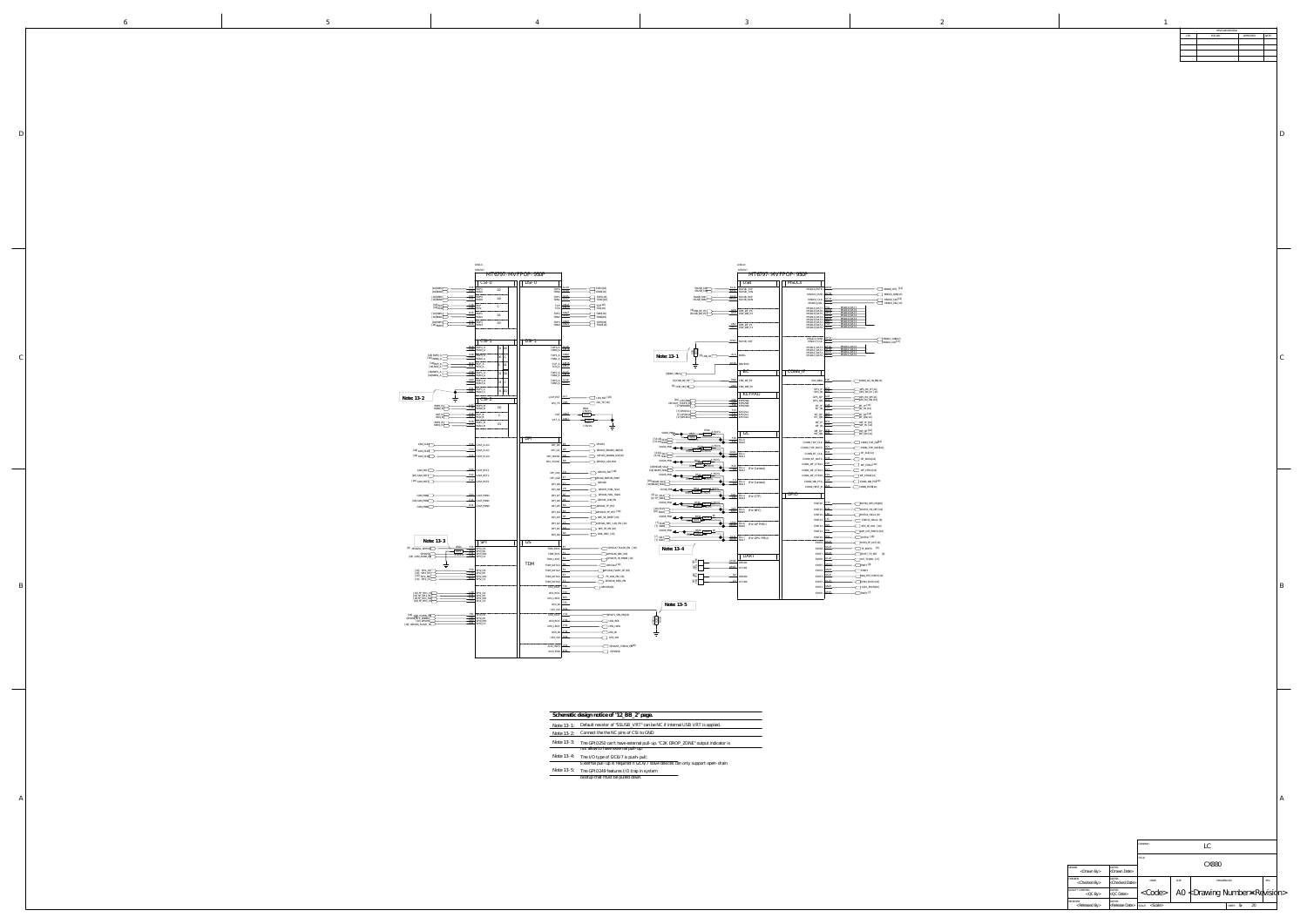MT6797-MVFPOP-990P

MT6797-MVFPOP-990P

**Note: 13-1**

**Note: 13-2**

**Note: 13-3**

**Note: 13-4**

**Note: 13-5**

**Schematic design notice of "12_BB_2" page.**

| | |
|---|---|
| Note 13-1: | Default resistor of "SSUSB_VRT" can be NC if internal USB VRT is applied. |
| Note 13-2: | Connect the the NC pins of CSI to GND |
| Note 13-3: | The GPIO250 can't have external pull-up. "C2K DROP_ZONE" output indicator is not allow to have external pull-up |
| Note 13-4: | The I/O type of GIO87 is push-pull. External pull-up is required if GIO87 slave devices can only support open-drain. |
| Note 13-5: | The GPIO249 features I/O trap in system bootup that must be pulled down. |

LC

CX880

| Drawn By | Drawn Date | Code | Size | Drawing Number | Rev |
|---|---|---|---|---|---|
| <Drawn By> | <Drawn Date> | <Code> | A0 | <Drawing Number> | <Revision> |
| <Checked By> | <Checked Date> | | | | |
| <QC By> | <QC Date> | | | | |
| <Released By> | <Release Date> | Scale: <Scale> | | Sheet 5 of 20 | |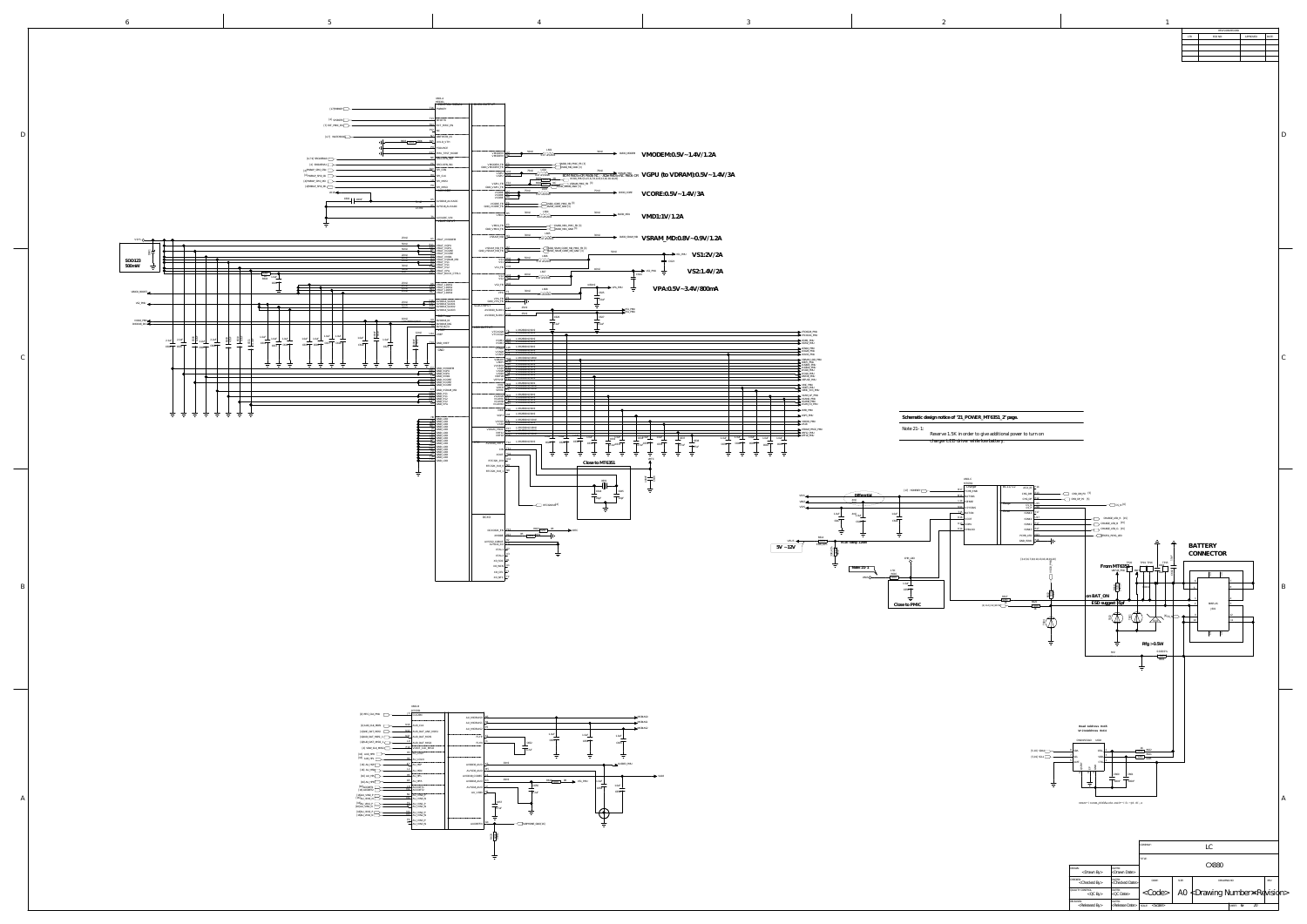VMODEM:0.5V~1.4V/1.2A

VGPU (to VDRAM):0.5V~1.4V/3A

VCORE:0.5V~1.4V/3A

VMD1:1V/1.2A

VSRAM_MD:0.8V~0.9V/1.2A

VS1:2V/2A

VS2:1.4V/2A

VPA:0.5V~3.4V/800mA

SOD123
500mW

Close to MT6351

Schematic design notice of "21_POWER_MT6351_2" page.

Note 21-1: Reserve 1.5K in order to give additional power to turn on charger CEB driver while low battery.

Differential

5V ~12V

Note 21-1

Close to PMIC

From MT6351

BATTERY
CONNECTOR

on BAT_ON
ESD suggest 15pF

Rtg>0.5W

| | |
|---|---|
| Drawn By | <Drawn By> |
| Checked By | <Checked By> |
| QC By | <QC By> |
| Released By | <Released By> |
| Drawn Date | <Drawn Date> |
| Checked Date | <Checked Date> |
| QC Date | <QC Date> |
| Release Date | <Release Date> |

LC

CX880

<Code> A0 <Drawing Number> <Revision>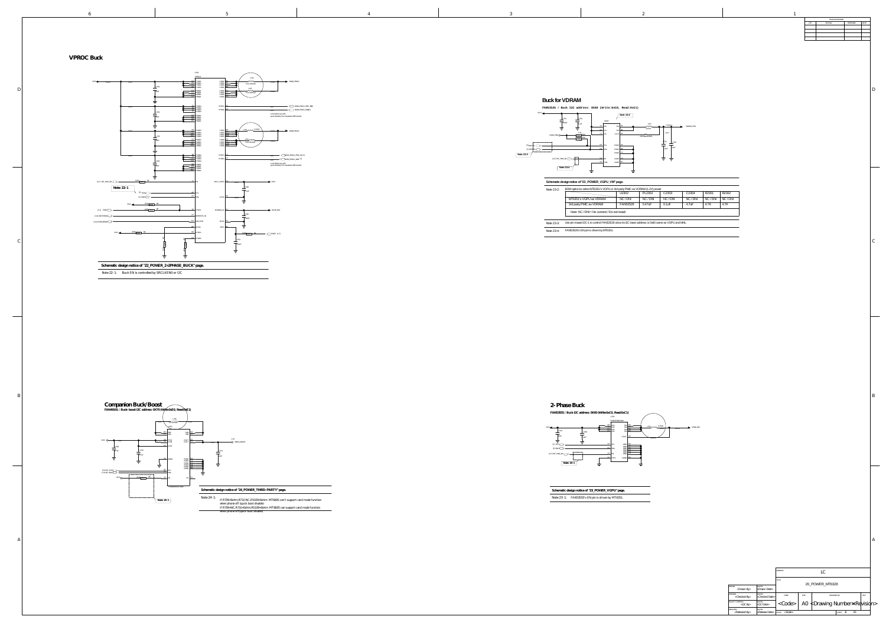## VPROC Buck

**Schematic design notice of "22_POWER_2+2PHASE_BUCK" page.**

Note 22-1: Buck EN is controlled by SRCLKEN0 or I2C

## Buck for VDRAM

FAN53526 / Buck I2C address: 0X60 (Write:0xC0, Read:0xC1)

**Schematic design notice of "23_POWER_VGPU_VM" page.**

Note 23-2: BOM options select MT6351's VGPU or 3rd party PMIC as VDRAM (1.2V) power

| | U2302 | PL2302 | C2303 | C2304 | R2301 | R2302 |
|---|---|---|---|---|---|---|
| MT6351's VGPU as VDRAM | NC / DNI | NC / DNI | NC / DNI | NC / DNI | NC / DNI | NC / DNI |
| 3rd party PMIC as VDRAM | FAN53526 | 0.47uF | 0.1uF | 4.7uF | 4.7K | 4.7K |

Note: NC / DNI = No connect / Do not install.

Note 23-3: Use pin muxed I2C-1 to control FAN53526 since its I2C base address is 0x60 same as VGPU and MHL.

Note 23-4: FAN53526's EN pin is driven by MT6351.

## Companion Buck/Boost

FAN48631 / Buck- boost I2C address: 0X70 (Write:0xE0, Read:0xE1)

**Schematic design notice of "24_POWER_THIRD-PARTY" page.**

Note 24-1: If R709=0ohm,R710 NC,R5109=0ohm: MT6605 can't support card mode function when phone off (quick boot disable)
If R709=NC,R710=0ohm,R5109=0ohm: MT6605 can support card mode function when phone off (quick boot disable)

## 2-Phase Buck

FAN53555 / Buck I2C address: 0X60 (Write:0xC0, Read:0xC1)

**Schematic design notice of "23_POWER_VGPU" page.**

Note 23-1: FAN53555's EN pin is driven by MT6351.

| | |
|---|---|
| Company | LC |
| Title | 20_POWER_MT6328 |
| Drawn By | <Drawn By> / <Drawn Date> |
| Checked By | <Checked By> / <Checked Date> |
| QC By | <QC By> / <QC Date> |
| Released By | <Released By> / <Release Date> |
| Code | <Code> |
| Size | A0 |
| Drawing Number | <Drawing Number> |
| Rev | <Revision> |
| Scale | <Scale> |
| Sheet | 7 of 20 |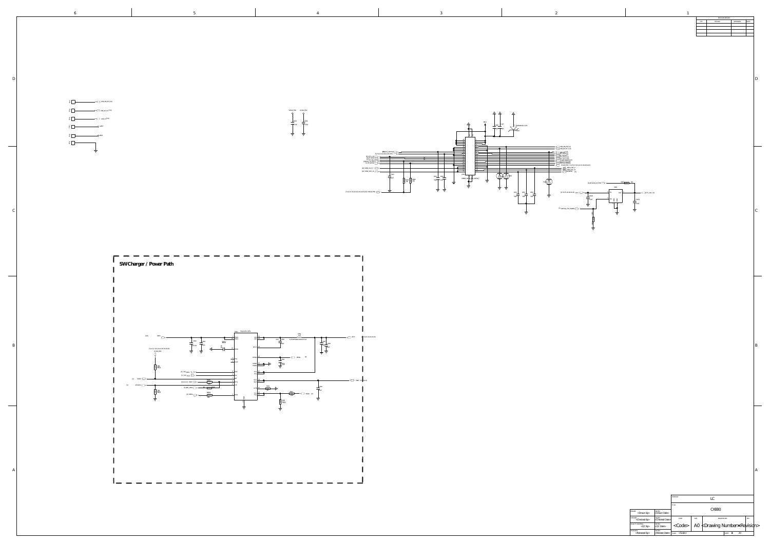## SW Charger / Power Path

| | |
|---|---|
| COMPANY | LC |
| TITLE | CX880 |
| DRAWN | <Drawn By> |
| DATE | <Drawn Date> |
| CHECKED | <Checked By> |
| DATE | <Checked Date> |
| QUALITY CONTROL | <QC By> |
| DATE | <QC Date> |
| RELEASED | <Released By> |
| DATE | <Released Date> |
| CODE | <Code> |
| SIZE | A0 |
| DRAWING NO | <Drawing Number> |
| REV | <Revision> |
| SCALE | <Scale> |
| SHEET | 8 of 20 |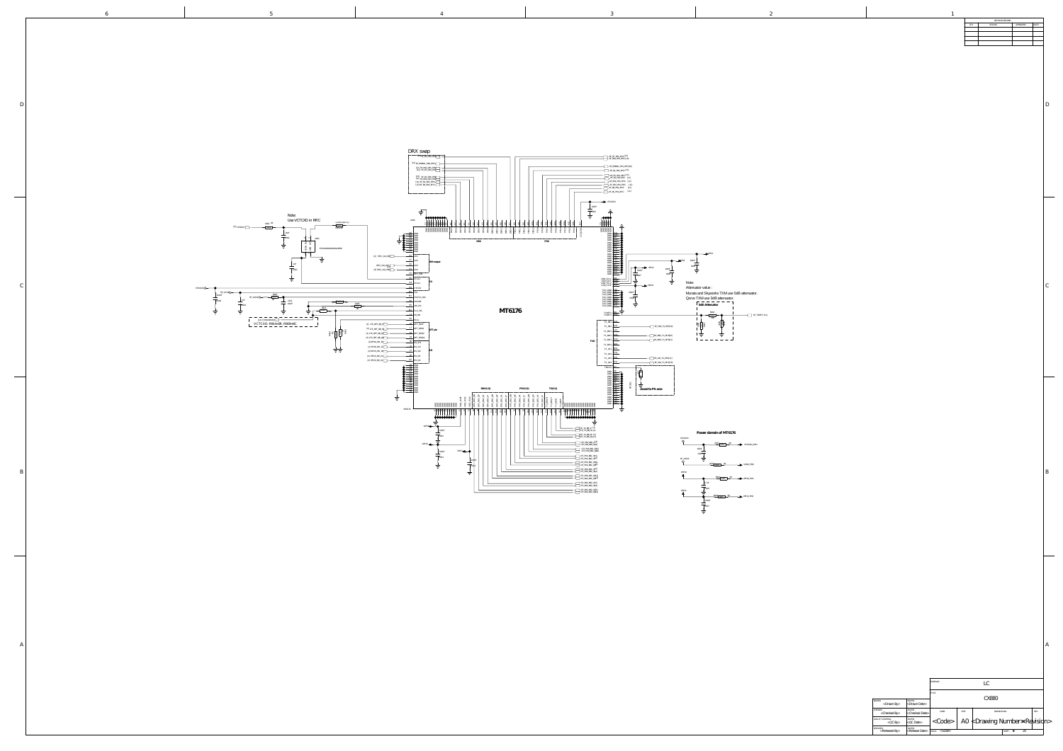DRX swap

Note:
Use VCTCXO in RFIC

MT6176

VCTCXO: R9614=0R, R909=NC

Note:
Attenuator value :
Murata and Skyworks TXM use 5dB attenuator.
Qorvo TXM use 3dB attenuator.

5dB Attenuator

Closed to PA area

Power domain of MT6176

| | |
|---|---|
| COMPANY | LC |
| TITLE | CX880 |
| DRAWN | <Drawn By> |
| CHECKED | <Checked By> |
| QUALITY CONTROL | <QC By> |
| RELEASED | <Released By> |
| DATED | <Drawn Date> |
| DATED | <Checked Date> |
| DATED | <QC Date> |
| DATED | <Release Date> |
| CODE | <Code> |
| SIZE | A0 |
| DRAWING NO | <Drawing Number> |
| REV | <Revision> |
| SCALE | <Scale> |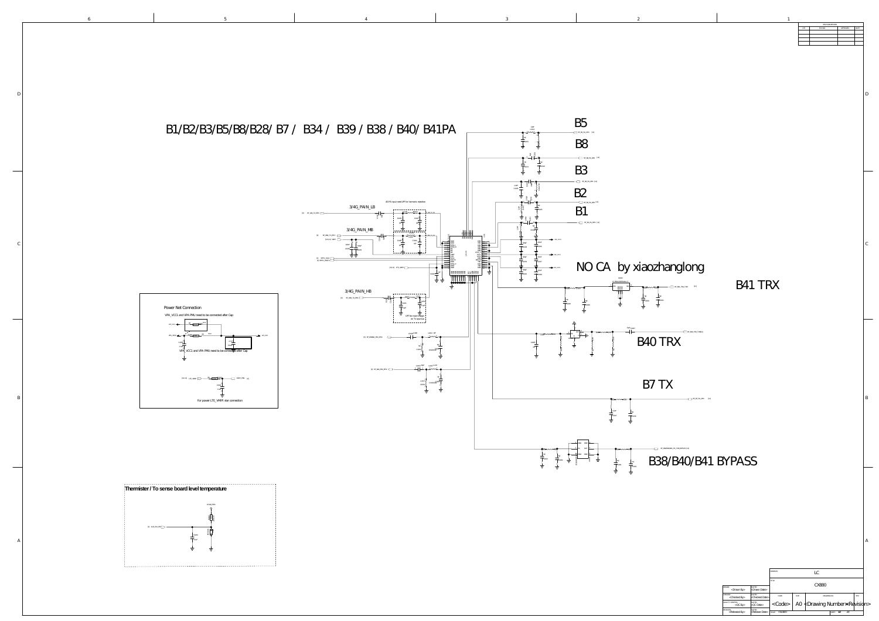# B1/B2/B3/B5/B8/B28/ B7 / B34 / B39 / B38 / B40/ B41PA

B5

B8

B3

B2

B1

3/4G_PAIN_LB

3/4G_PAIN_MB

3/4G_PAIN_HB

NO CA by xiaozhanglong

B41 TRX

B40 TRX

B7 TX

B38/B40/B41 BYPASS

## Power Net Connection

VPA_VCC1 and VPA PMU need to be connected after Cap

VPA_VCC1 and VPA PMU need to be connected after Cap

For power LTE_VMIR star connection

## Thermister / To sense board level temperature

| | |
|---|---|
| LC | |
| CX880 | |
| <Drawn By> | <Drawn Date> |
| <Checked By> | <Checked Date> |
| <QC By> | <QC Date> |
| <Released By> | <Release Date> |
| <Code> | A0 |
| <Drawing Number> | <Revision> |
| <Scale> | |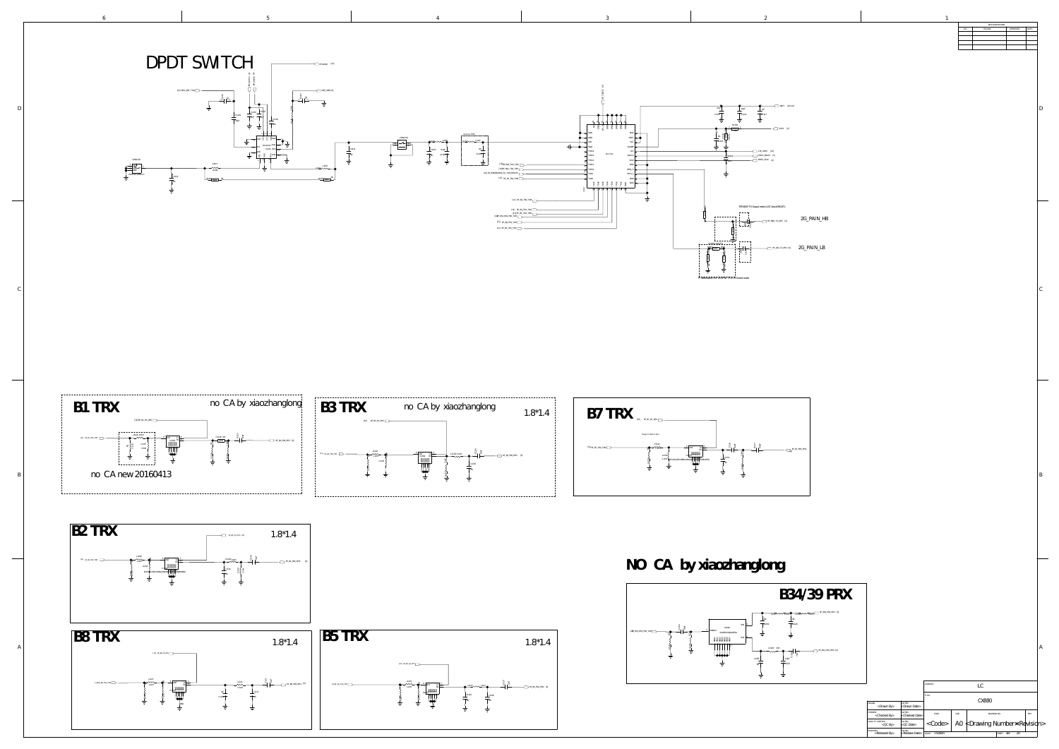# DPDT SWITCH

MT6625 TX Output need a DC block(MUST)

2G_PAIN_HB

2G_PAIN_LB

## B1 TRX

no CA by xiaozhanglong

no CA new 20160413

## B3 TRX

no CA by xiaozhanglong

1.8*1.4

## B7 TRX

## B2 TRX

1.8*1.4

## NO CA by xiaozhanglong

## B34/39 PRX

## B8 TRX

1.8*1.4

## B5 TRX

1.8*1.4

| | |
|---|---|
| | LC |
| | CX880 |
| <Drawn By> | <Drawn Date> |
| <Checked By> | <Checked Date> |
| <QC By> | <QC Date> |
| <Released By> | <Released Date> |
| <Code> | A0 <Drawing Number> <Revision> |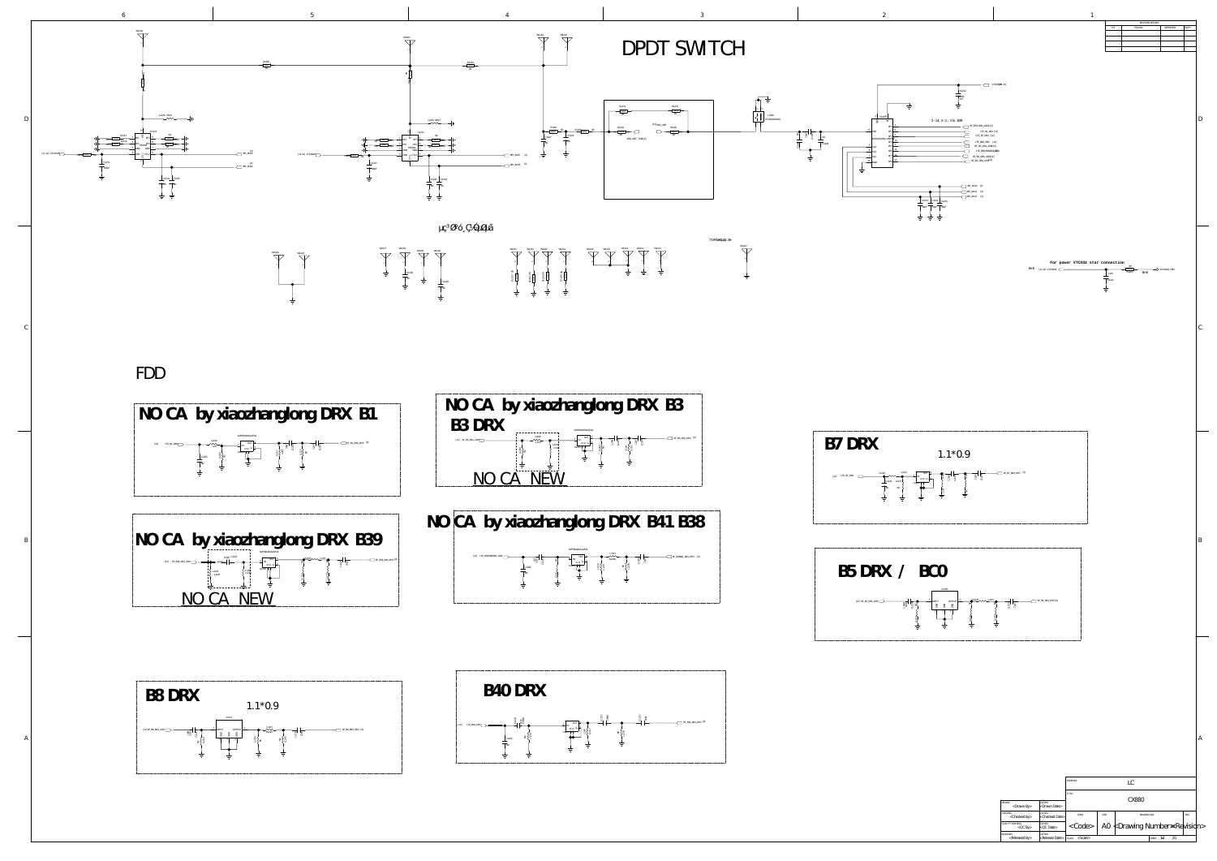# DPDT SWITCH

For power VTCXO2 star connection

TOPAGUp.R+

μç³Ø³ó_Ç,ϙϙμã

2-1,3-2;3 to 3SR

FDD

## NO CA by xiaozhanglong DRX B1

## NO CA by xiaozhanglong DRX B3

## B3 DRX

NO CA NEW

## B7 DRX

1.1*0.9

## NO CA by xiaozhanglong DRX B39

NO CA NEW

## NO CA by xiaozhanglong DRX B41 B38

## B5 DRX / BC0

## B8 DRX

1.1*0.9

## B40 DRX

| | |
|---|---|
| LC | |
| CX880 | |
| <Drawn By> | <Drawn Date> |
| <Checked By> | <Checked Date> |
| <QC By> | <QC Date> |
| <Release By> | <Release Date> |
| <Code> | A0 | <Drawing Number> | <Revision> |
| <Scale> | 12 | 20 |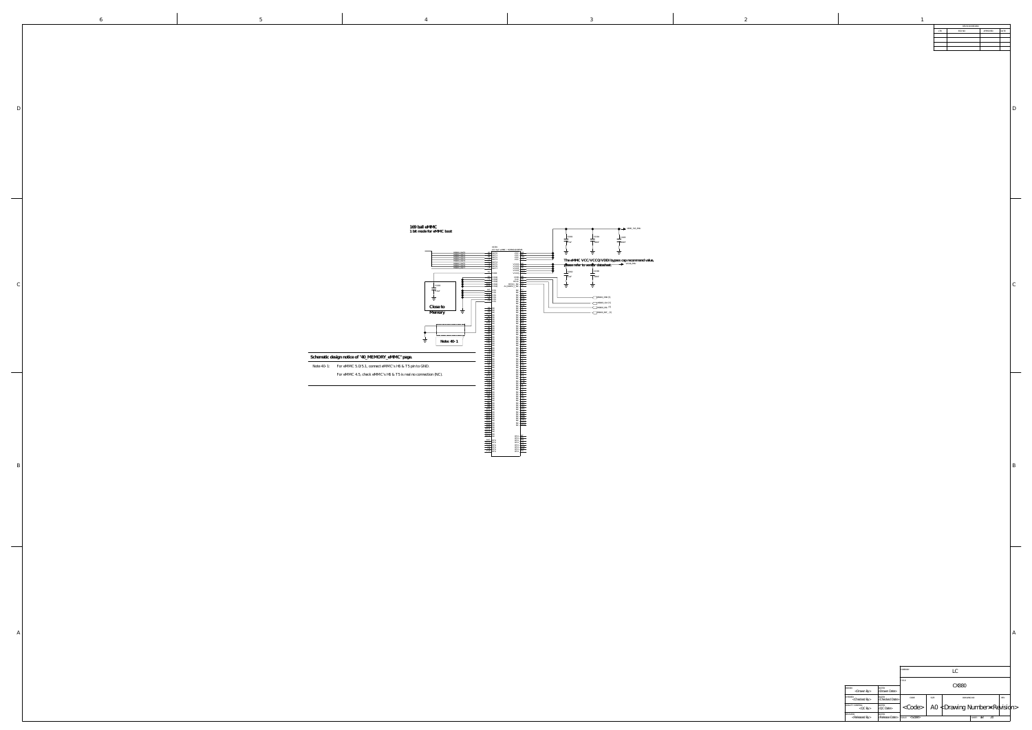169 ball eMMC
1 bit mode for eMMC boot

The eMMC VCC/VCCQ/VDDI bypass cap recommend value, please refer to vendor datasheet.

Close to Memory

Note 40-1

## Schematic design notice of "40_MEMORY_eMMC" page.

Note 40-1: For eMMC 5.0/5.1, connect eMMC's H6 & T5 pin to GND.

For eMMC 4.5, check eMMC's H6 & T5 is real no connection (NC).

| | |
|---|---|
| COMPANY | LC |
| TITLE | CX880 |
| DRAWN: <Drawn By> | DATED: <Drawn Date> |
| CHECKED: <Checked By> | DATED: <Checked Date> |
| QUALITY CONTROL: <QC By> | DATED: <QC Date> |
| RELEASED: <Released By> | DATED: <Release Date> |
| CODE: <Code> | SIZE: A0 |
| DRAWING NO: <Drawing Number> | REV: <Revision> |
| SCALE: <Scale> | SHEET: 13 OF 20 |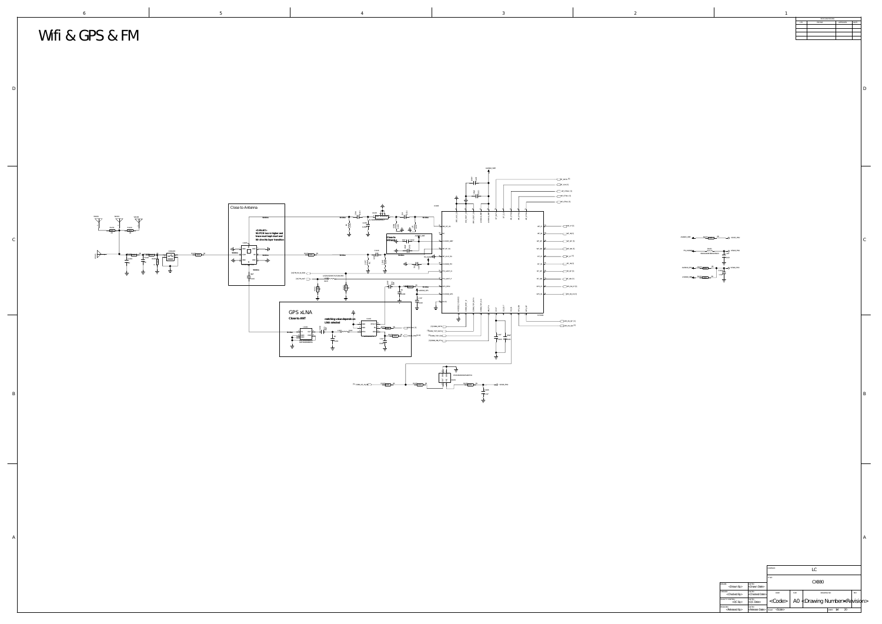# Wifi & GPS & FM

Close to Antenna

<Critical!!>
5G PCB loss is higher and trace must kept short and 50 ohm-No layer transition

Close to MT6627

GPS xLNA

Close to ANT

matching value depends on LNA selected

| COMPANY: | LC |
|---|---|
| TITLE: | CX880 |

| DRAWN: <Drawn By> | DATED: <Drawn Date> |
|---|---|
| CHECKED: <Checked By> | DATED: <Checked Date> |
| QUALITY CONTROL: <QC By> | DATED: <QC Date> |
| RELEASED: <Released By> | DATED: <Release Date> |

| CODE: | SIZE: | DRAWING NO: | REV: |
|---|---|---|---|
| <Code> | A0 | <Drawing Number> | <Revision> |

SCALE: <Scale>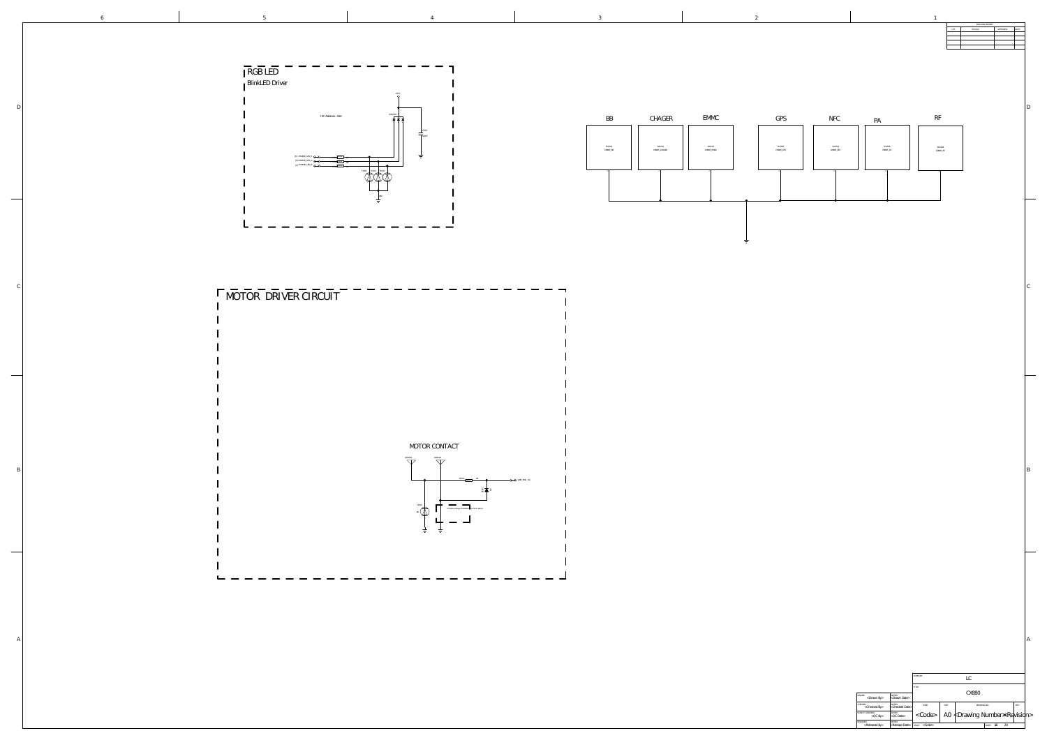## RGB LED

BlinkLED Driver

I2C Address: 45H

## BB

## CHAGER

## EMMC

## GPS

## NFC

## PA

## RF

## MOTOR DRIVER CIRCUIT

### MOTOR CONTACT

| | |
|---|---|
| | LC |
| | CX880 |
| <Drawn By> | <Drawn Date> |
| <Checked By> | <Checked Date> |
| <QC By> | <QC Date> |
| <Released By> | <Release Date> |
| <Code> | A0 |
| <Drawing Number> | <Revision> |
| <Scale> | 15 / 20 |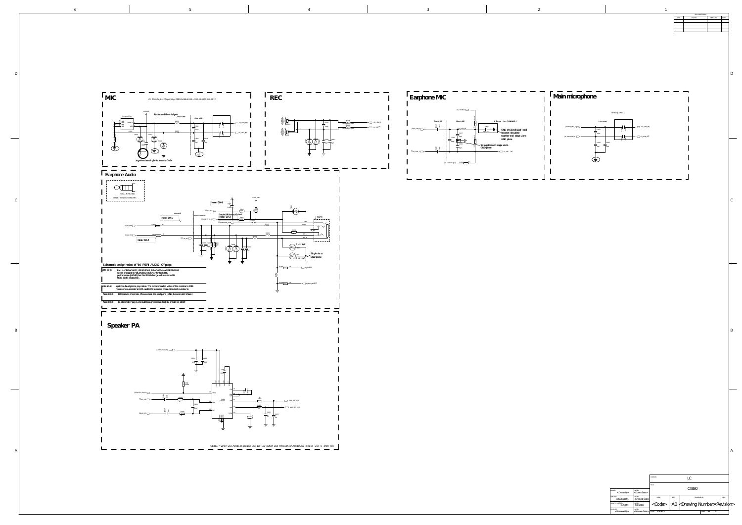## MIC

Route as differential pair

together then single via to main GND

## REC

## Earphone MIC

Close to CON6001

GND of C6018(10uF) and headset should tie together and single via to GND plane

tie together and single via to GND plane

## Main microphone

Analog MIC

## Earphone Audio

C <1.1pF

Single via to GND plane

Note: 60-1

Note: 60-2

Note: 60-3

Note: 60-4

### Schematic design notice of "60_PERI_AUDIO_IO" page.

| | |
|---|---|
| Note 60-1: | Part # of BEAD6002, BEAD6003, BEAD6004 and BEAD6005 needs changed to "BLM18BD102SN1" for high THD performance (-90dB) but this BOM change will results in FM RSSI 10dB degraded. |
| Note 60-2: | optimize headphone pop noise. The recommended value of this resistor is 33R. To reserve a resistor in HPL and HPR in series connection both in order to |
| Note 60-3: | TO Reduce cross talk, Please route the Earphone_GND between L/R chanel |
| Note 60-4: | To eliminate Plug in and out Recognize issue C6049 should be 100nF |

## Speaker PA

C6361 * when use AW8145 please use 1uF CAP, when use AW8155 or AW8155A please use 0 ohm res

| | |
|---|---|
| Company | LC |
| Title | CX880 |
| Drawn By | <Drawn By> |
| Drawn Date | <Drawn Date> |
| Checked By | <Checked By> |
| Checked Date | <Checked Date> |
| QC By | <QC By> |
| QC Date | <QC Date> |
| Released By | <Released By> |
| Released Date | <Released Date> |
| Code | <Code> |
| Size | A0 |
| Drawing Number | <Drawing Number> |
| Rev | <Revision> |
| Scale | <Scale> |
| Sheet | 16 of 20 |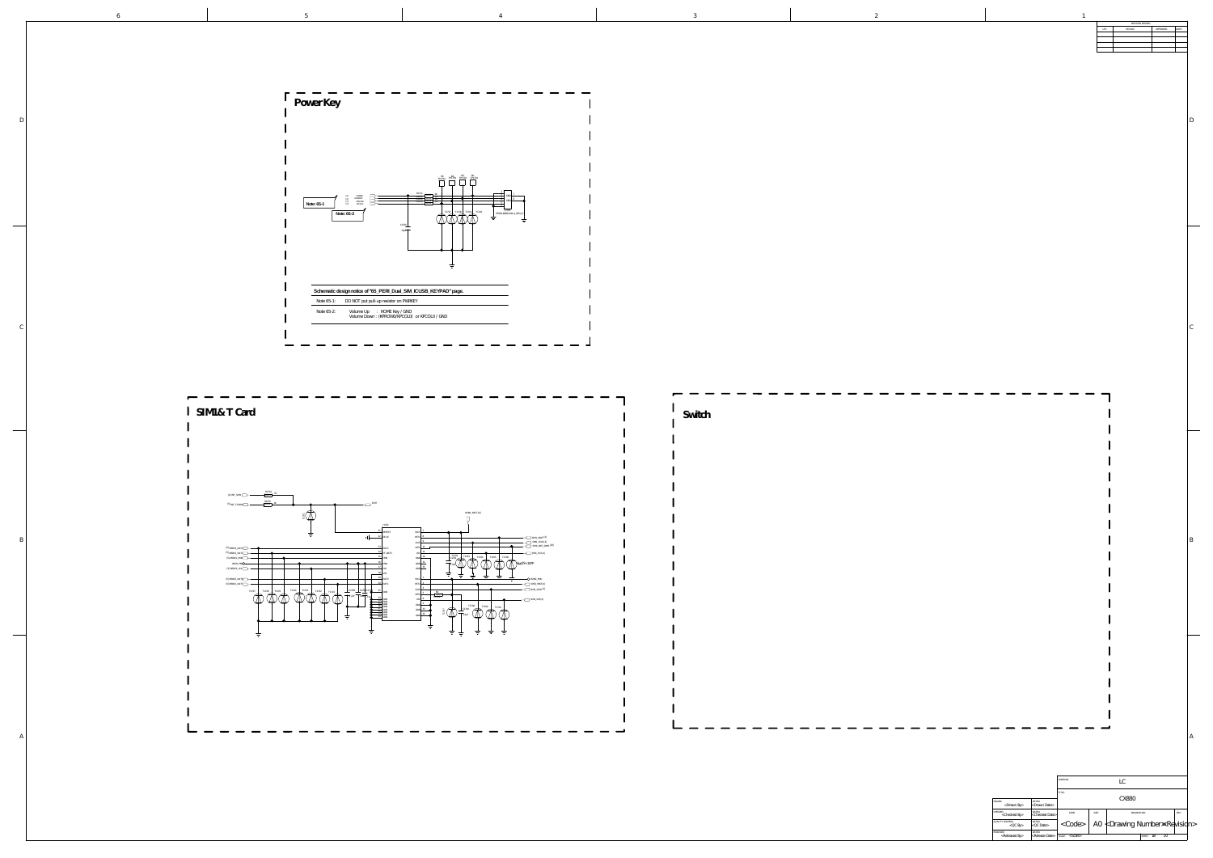## Power Key

Note: 65-1

Note: 65-2

**Schematic design notice of "65_PERI_Dual_SIM_ICUSB_KEYPAD" page.**

| | |
|---|---|
| Note 65-1: | DO NOT put pull-up resistor on PWRKEY. |
| Note 65-2: | Volume Up : HOME Key / GND<br>Volume Down : (KPROW0/KPCOL0) or KPCOL0 / GND |

## SIM1& T Card

## Switch

| | | | |
|---|---|---|---|
| Drawn By: <Drawn By> | Drawn Date: <Drawn Date> | | LC |
| Checked By: <Checked By> | Checked Date: <Checked Date> | | CX880 |
| QC By: <QC By> | QC Date: <QC Date> | <Code> | A0 <Drawing Number><Revision> |
| Released By: <Released By> | Release Date: <Release Date> | <Code> | |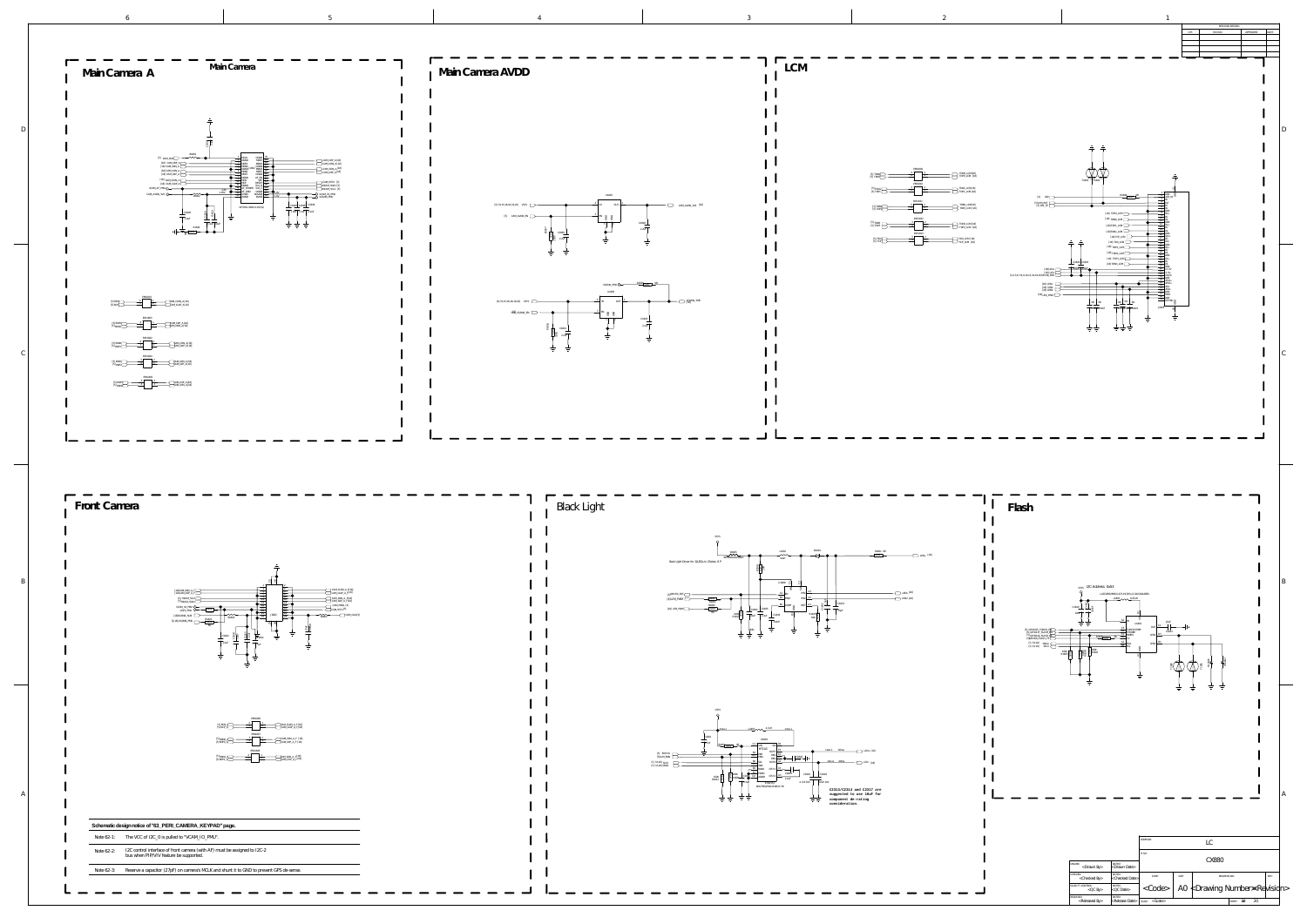## Main Camera A

Main Camera

## Main Camera AVDD

## LCM

## Front Camera

## Black Light

Back Light Drive for 1LEDs In 2Series 4 P

C2313/C2314 and C2317 are suggested to use 10uF for component de-rating considerations.

## Flash

I2C Address: 0x63

| Schematic design notice of "63_PERI_CAMERA_KEYPAD" page. | |
|---|---|
| Note 62-1: | The VCC of I2C_0 is pulled to "VCAM_IO_PMU". |
| Note 62-2: | I2C control interface of front camera (with AF) must be assigned to I2C-2 bus when PIP/VIV feature be supported. |
| Note 62-3: | Reserve a capacitor (27pF) on camera's MCLK and shunt it to GND to prevent GPS de-sense. |

| | |
|---|---|
| LC | |
| CX880 | |
| <Drawn By> | <Drawn Date> |
| <Checked By> | <Checked Date> |
| <QC By> | <QC Date> |
| <Released By> | <Release Date> |
| <Code> | A0 <Drawing Number> <Revision> |
| <Scale> | 18 / 20 |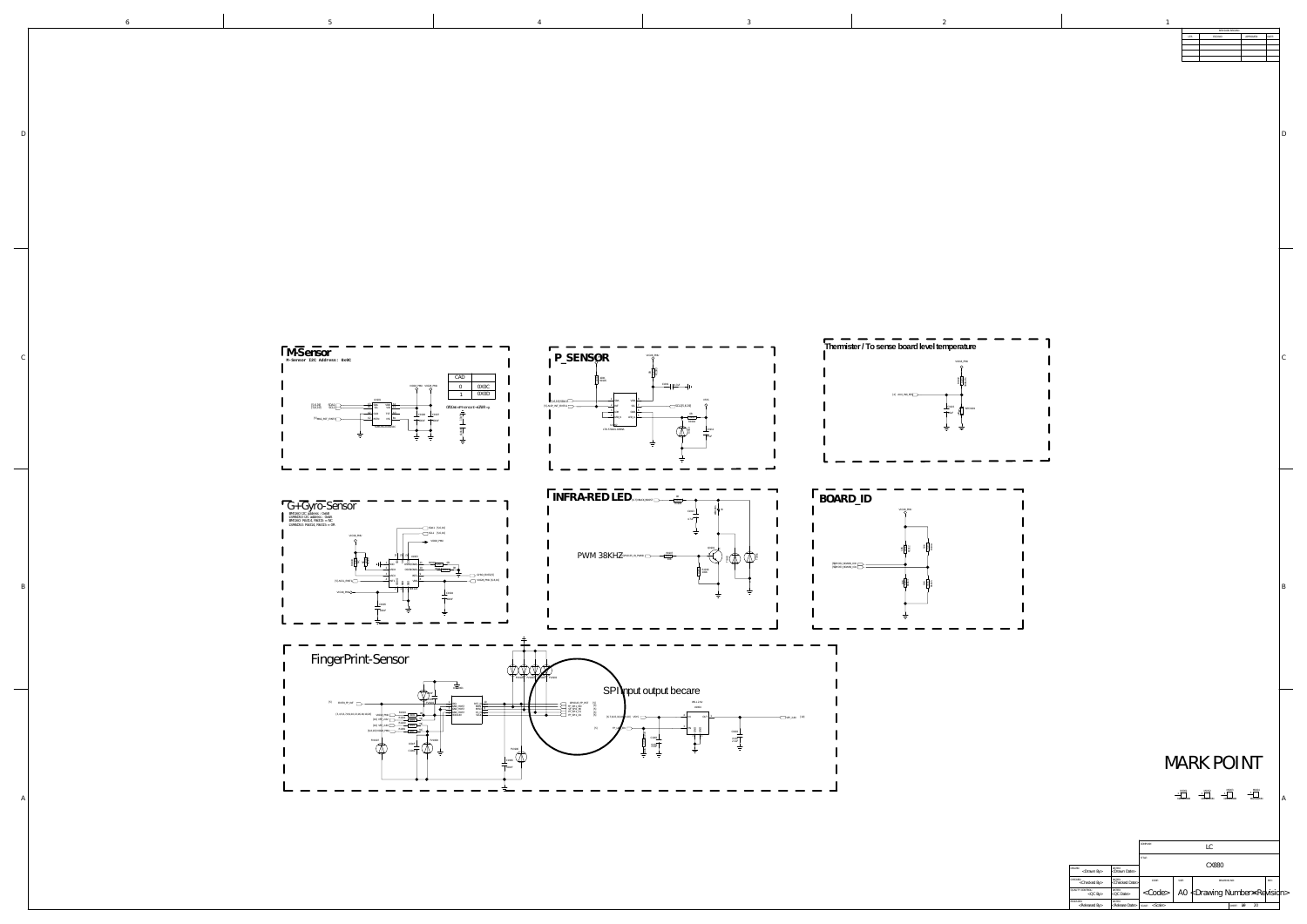## M-Sensor

M-Sensor I2C Address: 0x0C

| CAD | |
|---|---|
| 0 | 0X0C |
| 1 | 0X0D |

## P_SENSOR

## Thermister / To sense board level temperature

## G+Gyro-Sensor

## INFRA-RED LED

PWM 38KHZ

## BOARD_ID

## FingerPrint-Sensor

SPI input output becare

## MARK POINT

| | |
|---|---|
| DESIGNER | LC |
| TITLE | CX880 |
| DRAWN | <Drawn By> |
| DATE | <Drawn Date> |
| CHECKED | <Checked By> |
| DATE | <Checked Date> |
| QUALITY CONTROL | <QC By> |
| DATE | <QC Date> |
| RELEASED | <Released By> |
| DATE | <Release Date> |
| CODE | <Code> |
| SIZE | A0 |
| DRAWING NO | <Drawing Number> |
| REV | <Revision> |
| SCALE | <Scale> |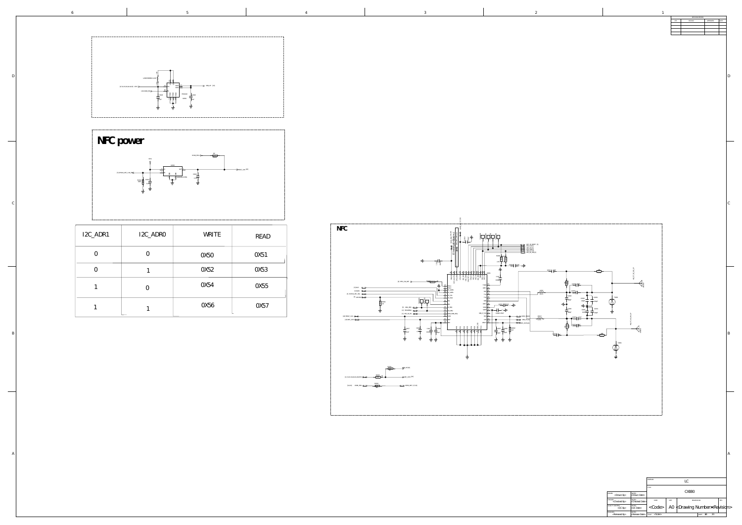## NFC power

| I2C_ADR1 | I2C_ADR0 | WRITE | READ |
|---|---|---|---|
| 0 | 0 | 0X50 | 0X51 |
| 0 | 1 | 0X52 | 0X53 |
| 1 | 0 | 0X54 | 0X55 |
| 1 | 1 | 0X56 | 0X57 |

## NFC

LC

CX880

<Drawn By> <Drawn Date>

<Checked By> <Checked Date>

<QC By> <QC Date>

<Released By> <Release Date>

<Code> A0 <Drawing Number> <Revision>

<Scale>